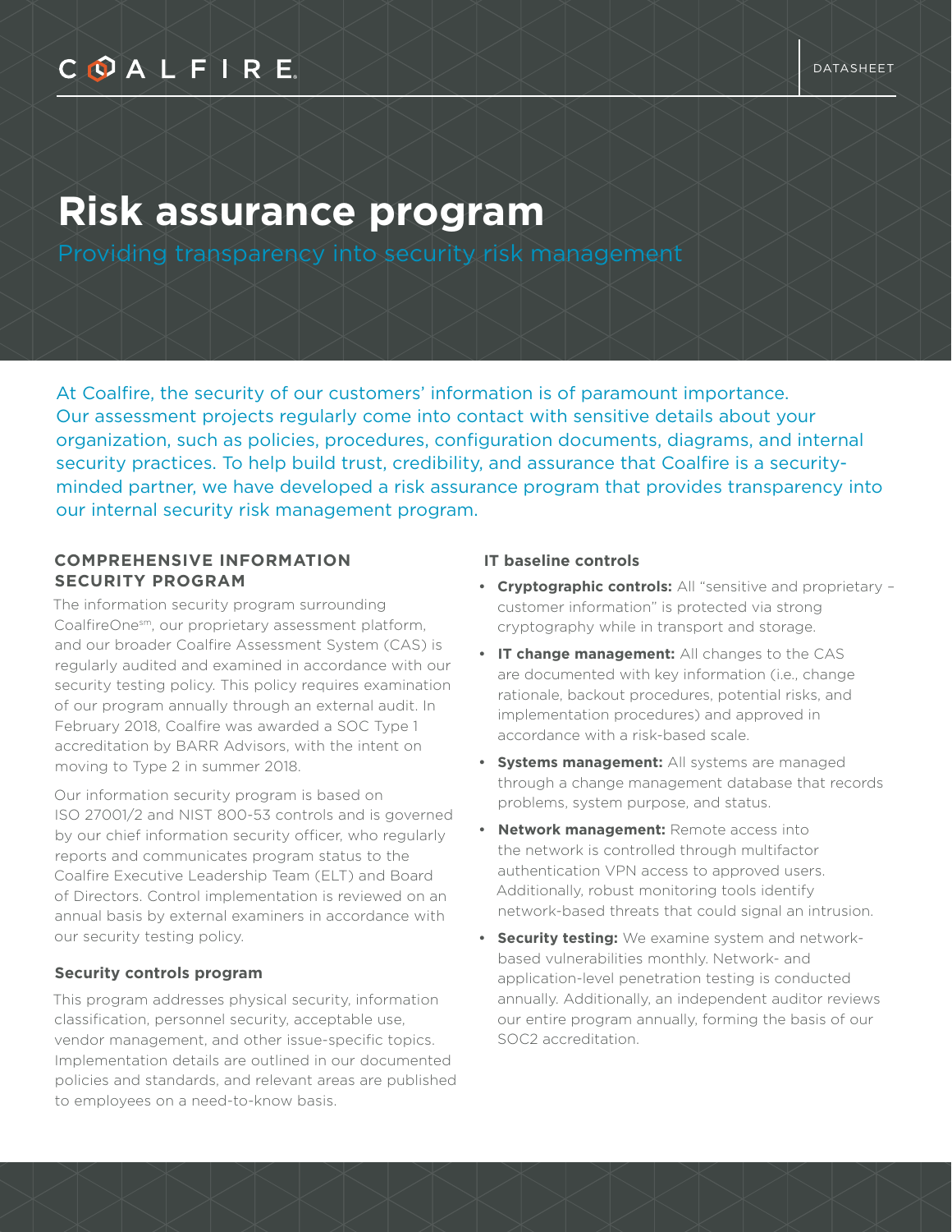COALFIRE.

DATASHEET

# Risk assurance program

## Providing transparency into security risk management

At Coalfire, the security of our customers' information is of paramount importance. Our assessment projects regularly come into contact with sensitive details about your organization, such as policies, procedures, configuration documents, diagrams, and internal security practices. To help build trust, credibility, and assurance that Coalfire is a security-minded partner, we have developed a risk assurance program that provides transparency into our internal security risk management program.

## COMPREHENSIVE INFORMATION SECURITY PROGRAM

The information security program surrounding CoalfireOne[sm], our proprietary assessment platform, and our broader Coalfire Assessment System (CAS) is regularly audited and examined in accordance with our security testing policy. This policy requires examination of our program annually through an external audit. In February 2018, Coalfire was awarded a SOC Type 1 accreditation by BARR Advisors, with the intent on moving to Type 2 in summer 2018.

Our information security program is based on ISO 27001/2 and NIST 800-53 controls and is governed by our chief information security officer, who regularly reports and communicates program status to the Coalfire Executive Leadership Team (ELT) and Board of Directors. Control implementation is reviewed on an annual basis by external examiners in accordance with our security testing policy.

### Security controls program

This program addresses physical security, information classification, personnel security, acceptable use, vendor management, and other issue-specific topics. Implementation details are outlined in our documented policies and standards, and relevant areas are published to employees on a need-to-know basis.

### IT baseline controls

- **Cryptographic controls:** All "sensitive and proprietary – customer information" is protected via strong cryptography while in transport and storage.
- **IT change management:** All changes to the CAS are documented with key information (i.e., change rationale, backout procedures, potential risks, and implementation procedures) and approved in accordance with a risk-based scale.
- **Systems management:** All systems are managed through a change management database that records problems, system purpose, and status.
- **Network management:** Remote access into the network is controlled through multifactor authentication VPN access to approved users. Additionally, robust monitoring tools identify network-based threats that could signal an intrusion.
- **Security testing:** We examine system and network-based vulnerabilities monthly. Network- and application-level penetration testing is conducted annually. Additionally, an independent auditor reviews our entire program annually, forming the basis of our SOC2 accreditation.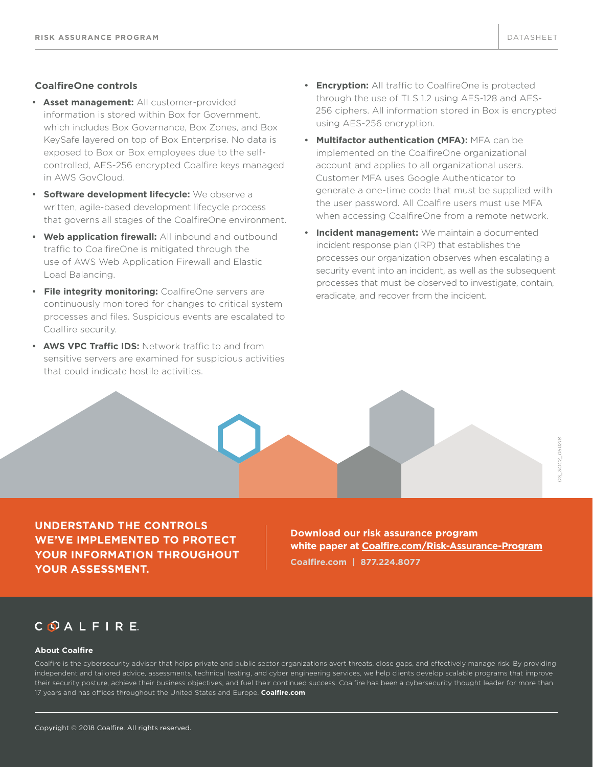### CoalfireOne controls

- **Asset management:** All customer-provided information is stored within Box for Government, which includes Box Governance, Box Zones, and Box KeySafe layered on top of Box Enterprise. No data is exposed to Box or Box employees due to the self-controlled, AES-256 encrypted Coalfire keys managed in AWS GovCloud.
- **Software development lifecycle:** We observe a written, agile-based development lifecycle process that governs all stages of the CoalfireOne environment.
- **Web application firewall:** All inbound and outbound traffic to CoalfireOne is mitigated through the use of AWS Web Application Firewall and Elastic Load Balancing.
- **File integrity monitoring:** CoalfireOne servers are continuously monitored for changes to critical system processes and files. Suspicious events are escalated to Coalfire security.
- **AWS VPC Traffic IDS:** Network traffic to and from sensitive servers are examined for suspicious activities that could indicate hostile activities.
- **Encryption:** All traffic to CoalfireOne is protected through the use of TLS 1.2 using AES-128 and AES-256 ciphers. All information stored in Box is encrypted using AES-256 encryption.
- **Multifactor authentication (MFA):** MFA can be implemented on the CoalfireOne organizational account and applies to all organizational users. Customer MFA uses Google Authenticator to generate a one-time code that must be supplied with the user password. All Coalfire users must use MFA when accessing CoalfireOne from a remote network.
- **Incident management:** We maintain a documented incident response plan (IRP) that establishes the processes our organization observes when escalating a security event into an incident, as well as the subsequent processes that must be observed to investigate, contain, eradicate, and recover from the incident.

DS_SOC2_050218

**UNDERSTAND THE CONTROLS WE'VE IMPLEMENTED TO PROTECT YOUR INFORMATION THROUGHOUT YOUR ASSESSMENT.**

**Download our risk assurance program white paper at Coalfire.com/Risk-Assurance-Program**

**Coalfire.com | 877.224.8077**

COALFIRE

**About Coalfire**

Coalfire is the cybersecurity advisor that helps private and public sector organizations avert threats, close gaps, and effectively manage risk. By providing independent and tailored advice, assessments, technical testing, and cyber engineering services, we help clients develop scalable programs that improve their security posture, achieve their business objectives, and fuel their continued success. Coalfire has been a cybersecurity thought leader for more than 17 years and has offices throughout the United States and Europe. **Coalfire.com**

Copyright © 2018 Coalfire. All rights reserved.